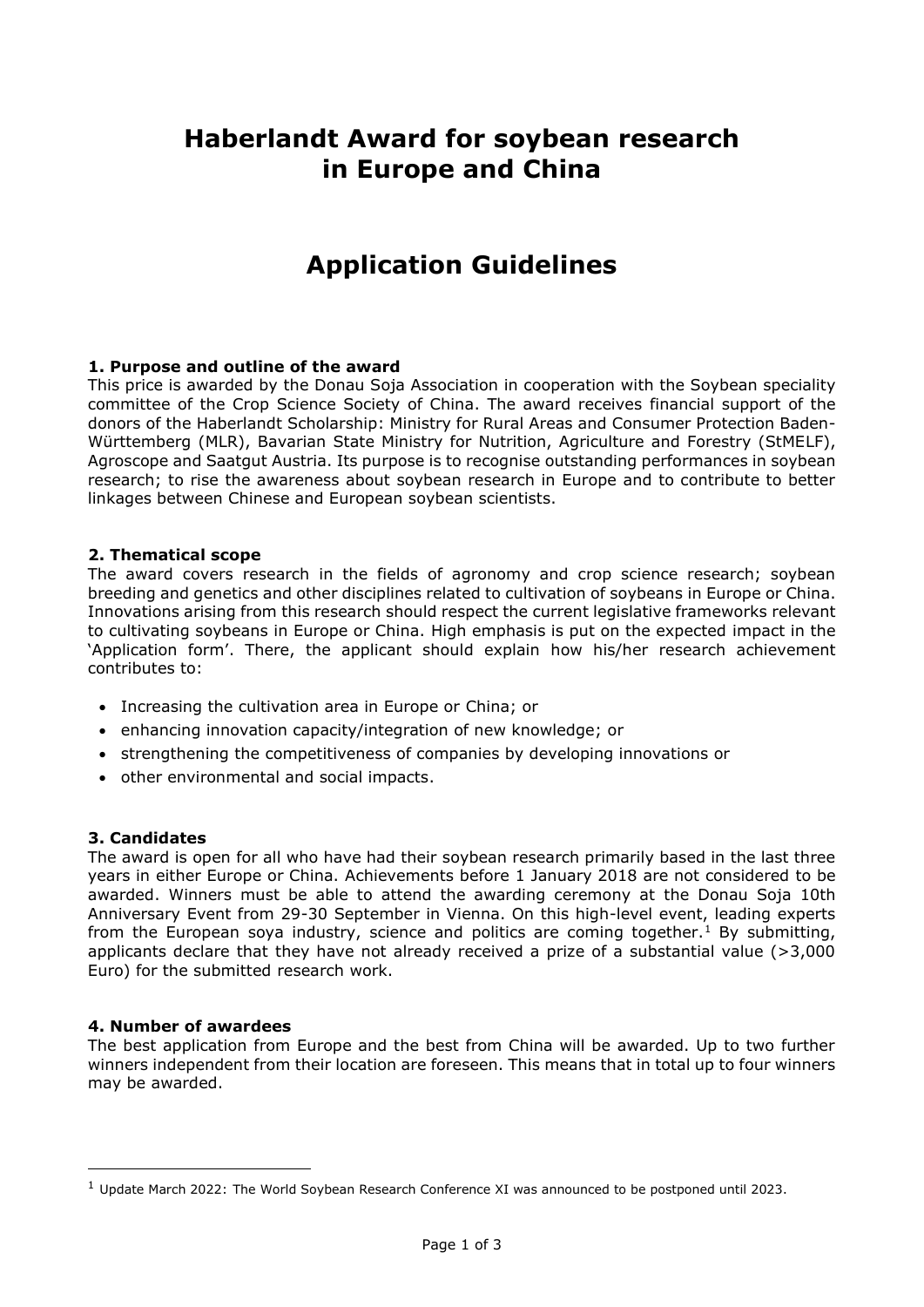# Haberlandt Award for soybean research in Europe and China

# Application Guidelines

## 1. Purpose and outline of the award

This price is awarded by the Donau Soja Association in cooperation with the Soybean speciality committee of the Crop Science Society of China. The award receives financial support of the donors of the Haberlandt Scholarship: Ministry for Rural Areas and Consumer Protection Baden-Württemberg (MLR), Bavarian State Ministry for Nutrition, Agriculture and Forestry (StMELF), Agroscope and Saatgut Austria. Its purpose is to recognise outstanding performances in soybean research; to rise the awareness about soybean research in Europe and to contribute to better linkages between Chinese and European soybean scientists.

## 2. Thematical scope

The award covers research in the fields of agronomy and crop science research; soybean breeding and genetics and other disciplines related to cultivation of soybeans in Europe or China. Innovations arising from this research should respect the current legislative frameworks relevant to cultivating soybeans in Europe or China. High emphasis is put on the expected impact in the 'Application form'. There, the applicant should explain how his/her research achievement contributes to:

- Increasing the cultivation area in Europe or China; or
- enhancing innovation capacity/integration of new knowledge; or
- strengthening the competitiveness of companies by developing innovations or
- other environmental and social impacts.

## 3. Candidates

The award is open for all who have had their soybean research primarily based in the last three years in either Europe or China. Achievements before 1 January 2018 are not considered to be awarded. Winners must be able to attend the awarding ceremony at the Donau Soja 10th Anniversary Event from 29-30 September in Vienna. On this high-level event, leading experts from the European soya industry, science and politics are coming together.[1] By submitting, applicants declare that they have not already received a prize of a substantial value (>3,000 Euro) for the submitted research work.

## 4. Number of awardees

The best application from Europe and the best from China will be awarded. Up to two further winners independent from their location are foreseen. This means that in total up to four winners may be awarded.

[1] Update March 2022: The World Soybean Research Conference XI was announced to be postponed until 2023.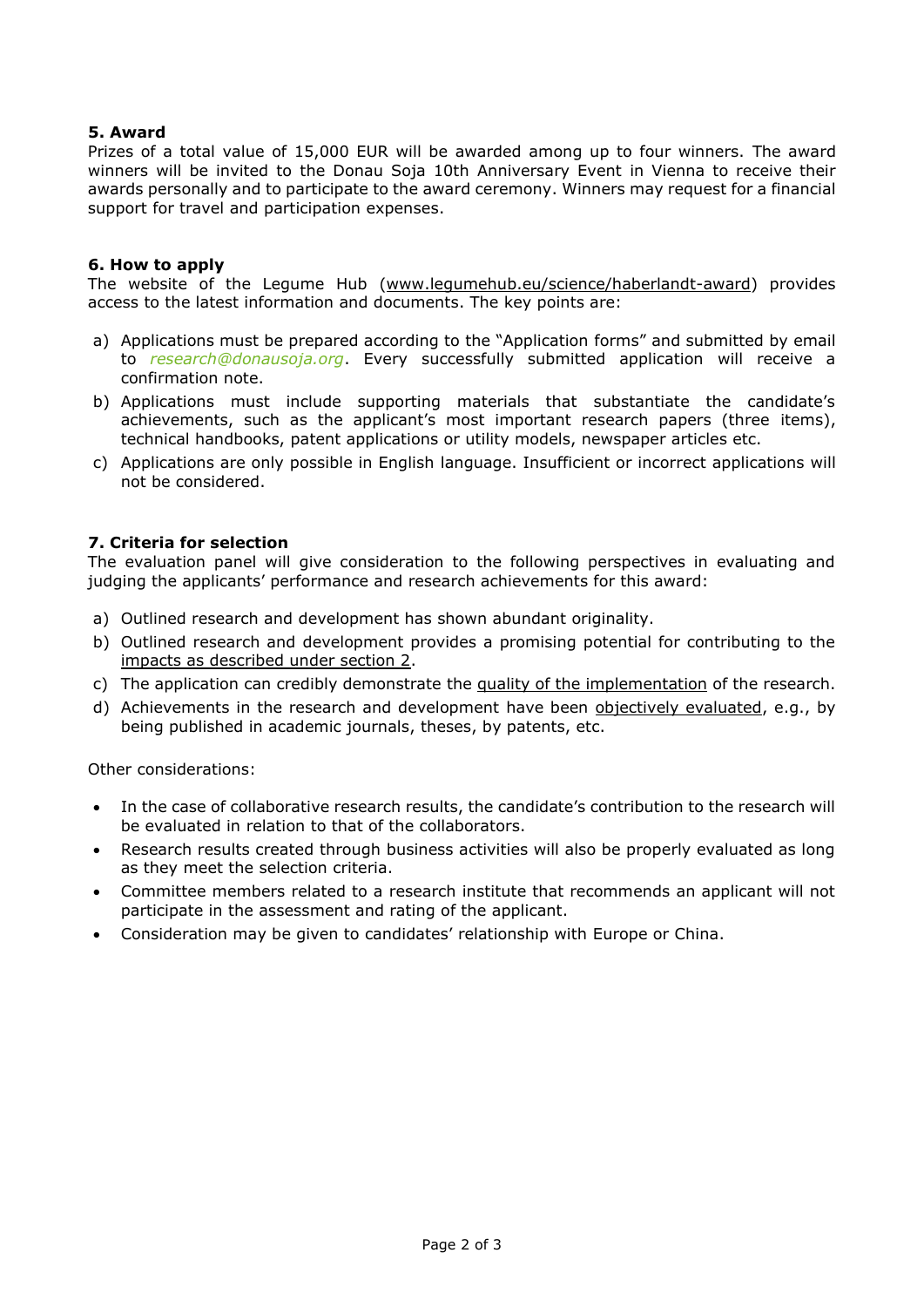## 5. Award

Prizes of a total value of 15,000 EUR will be awarded among up to four winners. The award winners will be invited to the Donau Soja 10th Anniversary Event in Vienna to receive their awards personally and to participate to the award ceremony. Winners may request for a financial support for travel and participation expenses.

## 6. How to apply

The website of the Legume Hub (www.legumehub.eu/science/haberlandt-award) provides access to the latest information and documents. The key points are:

a) Applications must be prepared according to the "Application forms" and submitted by email to *research@donausoja.org*. Every successfully submitted application will receive a confirmation note.

b) Applications must include supporting materials that substantiate the candidate's achievements, such as the applicant's most important research papers (three items), technical handbooks, patent applications or utility models, newspaper articles etc.

c) Applications are only possible in English language. Insufficient or incorrect applications will not be considered.

## 7. Criteria for selection

The evaluation panel will give consideration to the following perspectives in evaluating and judging the applicants' performance and research achievements for this award:

a) Outlined research and development has shown abundant originality.

b) Outlined research and development provides a promising potential for contributing to the impacts as described under section 2.

c) The application can credibly demonstrate the quality of the implementation of the research.

d) Achievements in the research and development have been objectively evaluated, e.g., by being published in academic journals, theses, by patents, etc.

Other considerations:

- In the case of collaborative research results, the candidate's contribution to the research will be evaluated in relation to that of the collaborators.
- Research results created through business activities will also be properly evaluated as long as they meet the selection criteria.
- Committee members related to a research institute that recommends an applicant will not participate in the assessment and rating of the applicant.
- Consideration may be given to candidates' relationship with Europe or China.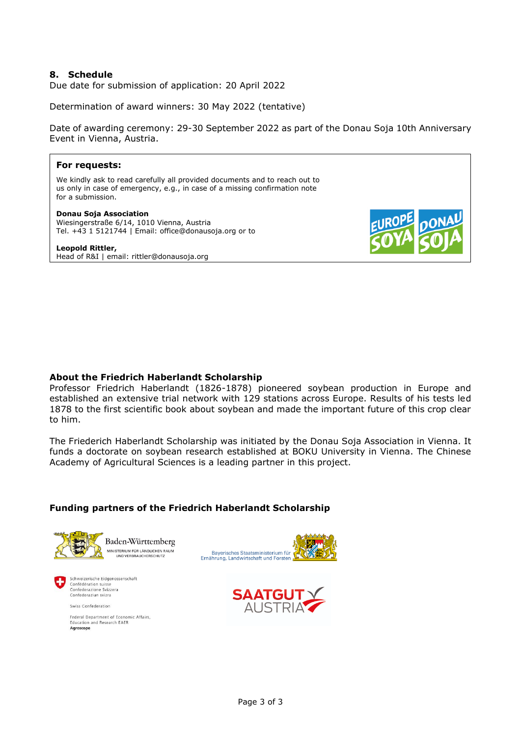## 8. Schedule

Due date for submission of application: 20 April 2022

Determination of award winners: 30 May 2022 (tentative)

Date of awarding ceremony: 29-30 September 2022 as part of the Donau Soja 10th Anniversary Event in Vienna, Austria.

> **For requests:**
>
> We kindly ask to read carefully all provided documents and to reach out to us only in case of emergency, e.g., in case of a missing confirmation note for a submission.
>
> **Donau Soja Association**
> Wiesingerstraße 6/14, 1010 Vienna, Austria
> Tel. +43 1 5121744 | Email: office@donausoja.org or to
>
> **Leopold Rittler,**
> Head of R&I | email: rittler@donausoja.org

EUROPE SOYA DONAU SOJA

### About the Friedrich Haberlandt Scholarship

Professor Friedrich Haberlandt (1826-1878) pioneered soybean production in Europe and established an extensive trial network with 129 stations across Europe. Results of his tests led 1878 to the first scientific book about soybean and made the important future of this crop clear to him.

The Friederich Haberlandt Scholarship was initiated by the Donau Soja Association in Vienna. It funds a doctorate on soybean research established at BOKU University in Vienna. The Chinese Academy of Agricultural Sciences is a leading partner in this project.

### Funding partners of the Friedrich Haberlandt Scholarship

Baden-Württemberg
MINISTERIUM FÜR LÄNDLICHEN RAUM UND VERBRAUCHERSCHUTZ

Bayerisches Staatsministerium für Ernährung, Landwirtschaft und Forsten

Schweizerische Eidgenossenschaft
Confédération suisse
Confederazione Svizzera
Confederaziun svizra

Swiss Confederation

Federal Department of Economic Affairs, Education and Research EAER
**Agroscope**

SAATGUT AUSTRIA